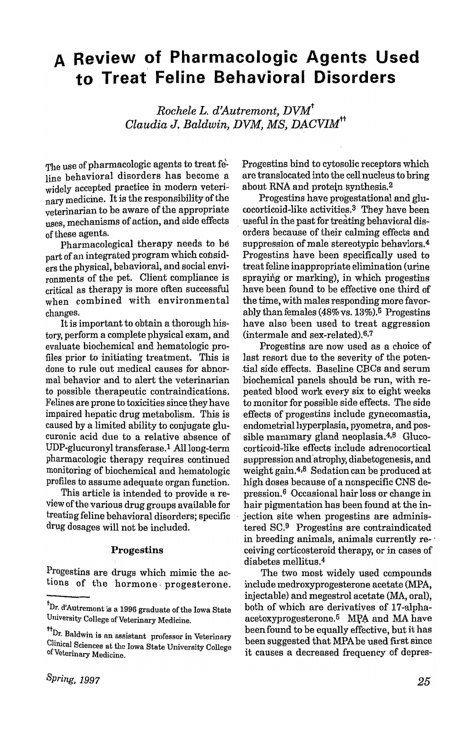# A Review of Pharmacologic Agents Used to Treat Feline Behavioral Disorders

*Rochele L. d'Autremont, DVM*[†]
*Claudia J. Baldwin, DVM, MS, DACVIM*[††]

The use of pharmacologic agents to treat feline behavioral disorders has become a widely accepted practice in modern veterinary medicine. It is the responsibility of the veterinarian to be aware of the appropriate uses, mechanisms of action, and side effects of these agents.

Pharmacological therapy needs to be part of an integrated program which considers the physical, behavioral, and social environments of the pet. Client compliance is critical as therapy is more often successful when combined with environmental changes.

It is important to obtain a thorough history, perform a complete physical exam, and evaluate biochemical and hematologic profiles prior to initiating treatment. This is done to rule out medical causes for abnormal behavior and to alert the veterinarian to possible therapeutic contraindications. Felines are prone to toxicities since they have impaired hepatic drug metabolism. This is caused by a limited ability to conjugate glucuronic acid due to a relative absence of UDP-glucuronyl transferase.[1] All long-term pharmacologic therapy requires continued monitoring of biochemical and hematologic profiles to assume adequate organ function.

This article is intended to provide a review of the various drug groups available for treating feline behavioral disorders; specific drug dosages will not be included.

### Progestins

Progestins are drugs which mimic the actions of the hormone progesterone. Progestins bind to cytosolic receptors which are translocated into the cell nucleus to bring about RNA and protein synthesis.[2]

Progestins have progestational and glucocorticoid-like activities.[3] They have been useful in the past for treating behavioral disorders because of their calming effects and suppression of male stereotypic behaviors.[4] Progestins have been specifically used to treat feline inappropriate elimination (urine spraying or marking), in which progestins have been found to be effective one third of the time, with males responding more favorably than females (48% vs. 13%).[5] Progestins have also been used to treat aggression (intermale and sex-related).[6,7]

Progestins are now used as a choice of last resort due to the severity of the potential side effects. Baseline CBCs and serum biochemical panels should be run, with repeated blood work every six to eight weeks to monitor for possible side effects. The side effects of progestins include gynecomastia, endometrial hyperplasia, pyometra, and possible mammary gland neoplasia.[4,8] Glucocorticoid-like effects include adrenocortical suppression and atrophy, diabetogenesis, and weight gain.[4,8] Sedation can be produced at high doses because of a nonspecific CNS depression.[6] Occasional hair loss or change in hair pigmentation has been found at the injection site when progestins are administered SC.[9] Progestins are contraindicated in breeding animals, animals currently receiving corticosteroid therapy, or in cases of diabetes mellitus.[4]

The two most widely used compounds include medroxyprogesterone acetate (MPA, injectable) and megestrol acetate (MA, oral), both of which are derivatives of 17-alpha-acetoxyprogesterone.[5] MPA and MA have been found to be equally effective, but it has been suggested that MPA be used first since it causes a decreased frequency of depres-

---

[†]Dr. d'Autremont is a 1996 graduate of the Iowa State University College of Veterinary Medicine.

[††]Dr. Baldwin is an assistant professor in Veterinary Clinical Sciences at the Iowa State University College of Veterinary Medicine.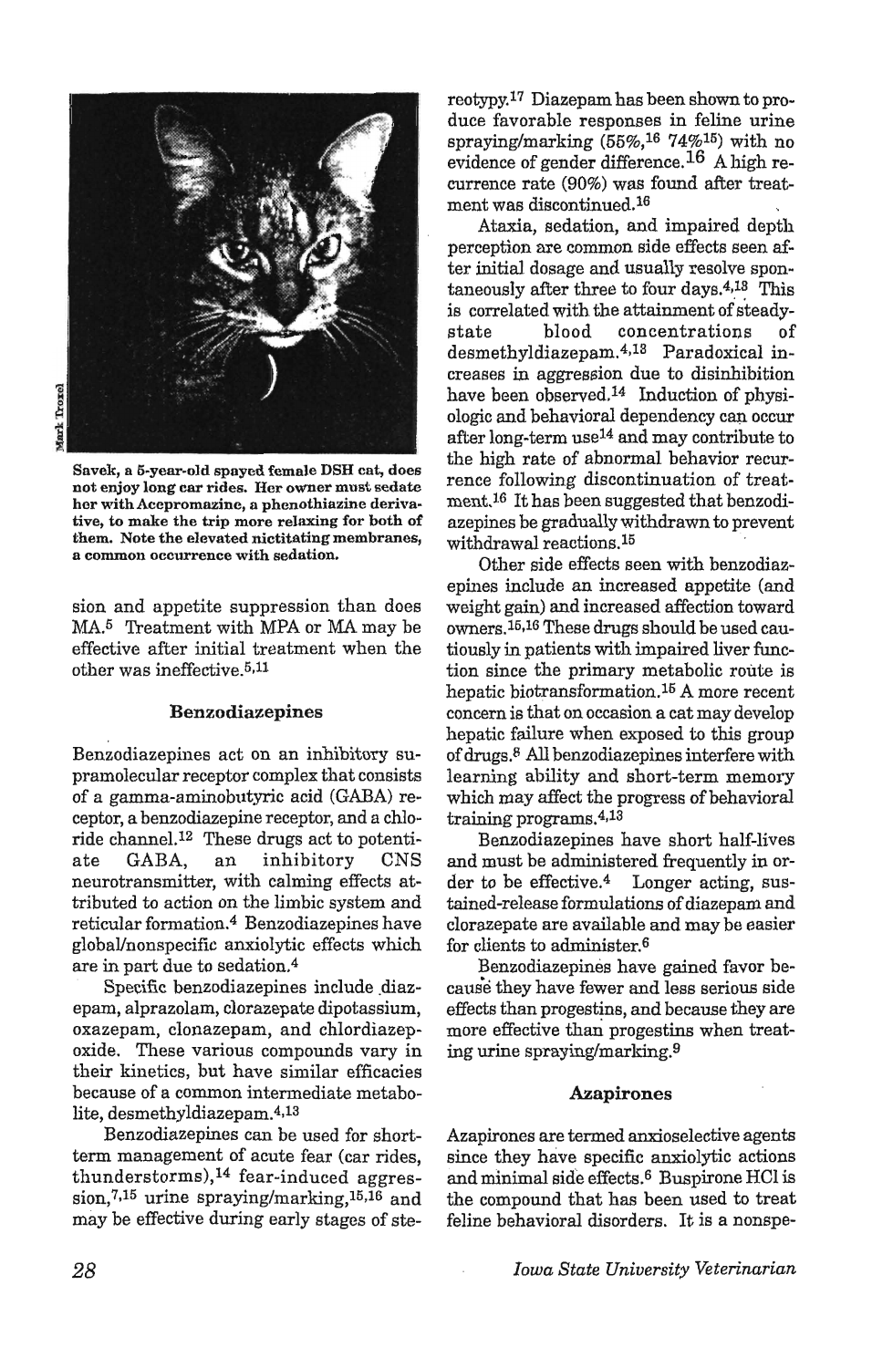Savek, a 5-year-old spayed female DSH cat, does not enjoy long car rides. Her owner must sedate her with Acepromazine, a phenothiazine derivative, to make the trip more relaxing for both of them. Note the elevated nictitating membranes, a common occurrence with sedation.

sion and appetite suppression than does MA.[5] Treatment with MPA or MA may be effective after initial treatment when the other was ineffective.[5,11]

### Benzodiazepines

Benzodiazepines act on an inhibitory supramolecular receptor complex that consists of a gamma-aminobutyric acid (GABA) receptor, a benzodiazepine receptor, and a chloride channel.[12] These drugs act to potentiate GABA, an inhibitory CNS neurotransmitter, with calming effects attributed to action on the limbic system and reticular formation.[4] Benzodiazepines have global/nonspecific anxiolytic effects which are in part due to sedation.[4]

Specific benzodiazepines include diazepam, alprazolam, clorazepate dipotassium, oxazepam, clonazepam, and chlordiazepoxide. These various compounds vary in their kinetics, but have similar efficacies because of a common intermediate metabolite, desmethyldiazepam.[4,13]

Benzodiazepines can be used for short-term management of acute fear (car rides, thunderstorms),[14] fear-induced aggression,[7,15] urine spraying/marking,[15,16] and may be effective during early stages of stereotypy.[17] Diazepam has been shown to produce favorable responses in feline urine spraying/marking (55%,[16] 74%[15]) with no evidence of gender difference.[16] A high recurrence rate (90%) was found after treatment was discontinued.[16]

Ataxia, sedation, and impaired depth perception are common side effects seen after initial dosage and usually resolve spontaneously after three to four days.[4,13] This is correlated with the attainment of steady-state blood concentrations of desmethyldiazepam.[4,13] Paradoxical increases in aggression due to disinhibition have been observed.[14] Induction of physiologic and behavioral dependency can occur after long-term use[14] and may contribute to the high rate of abnormal behavior recurrence following discontinuation of treatment.[16] It has been suggested that benzodiazepines be gradually withdrawn to prevent withdrawal reactions.[15]

Other side effects seen with benzodiazepines include an increased appetite (and weight gain) and increased affection toward owners.[15,16] These drugs should be used cautiously in patients with impaired liver function since the primary metabolic route is hepatic biotransformation.[15] A more recent concern is that on occasion a cat may develop hepatic failure when exposed to this group of drugs.[8] All benzodiazepines interfere with learning ability and short-term memory which may affect the progress of behavioral training programs.[4,13]

Benzodiazepines have short half-lives and must be administered frequently in order to be effective.[4] Longer acting, sustained-release formulations of diazepam and clorazepate are available and may be easier for clients to administer.[6]

Benzodiazepines have gained favor because they have fewer and less serious side effects than progestins, and because they are more effective than progestins when treating urine spraying/marking.[9]

### Azapirones

Azapirones are termed anxioselective agents since they have specific anxiolytic actions and minimal side effects.[6] Buspirone HCl is the compound that has been used to treat feline behavioral disorders. It is a nonspe-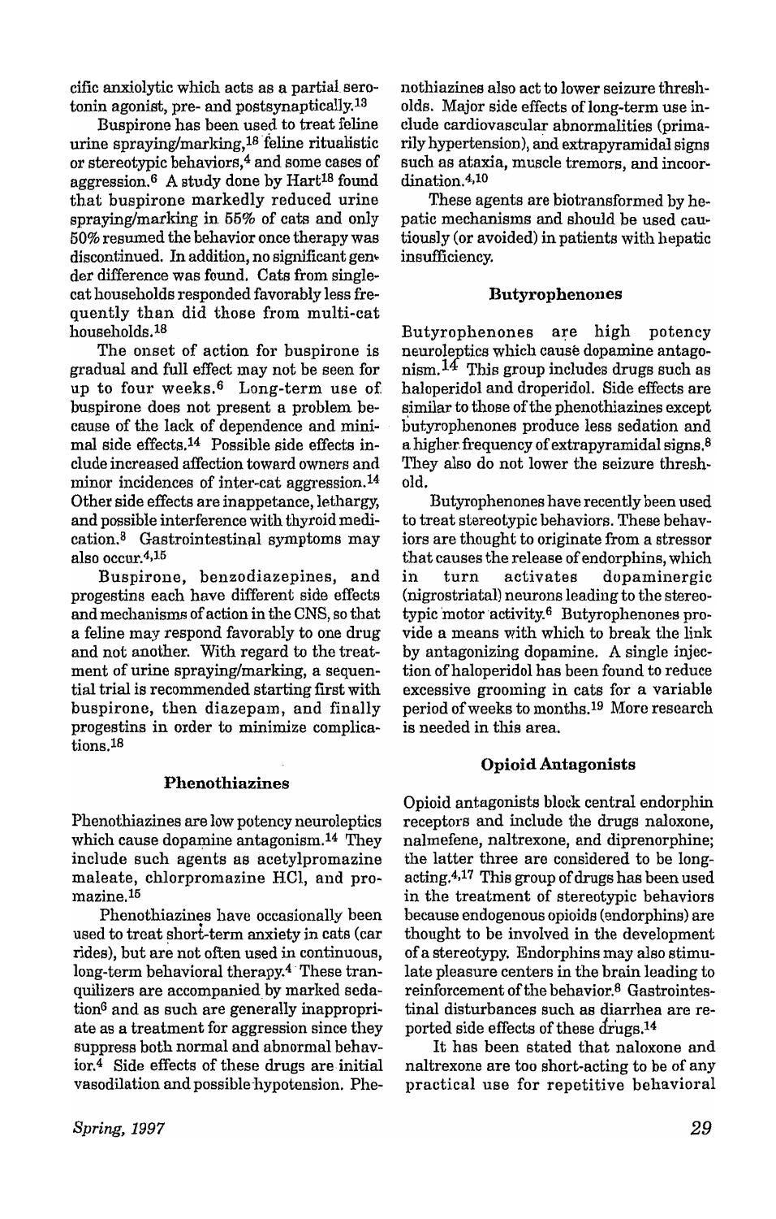cific anxiolytic which acts as a partial serotonin agonist, pre- and postsynaptically.[13]

Buspirone has been used to treat feline urine spraying/marking,[18] feline ritualistic or stereotypic behaviors,[4] and some cases of aggression.[6] A study done by Hart[18] found that buspirone markedly reduced urine spraying/marking in 55% of cats and only 50% resumed the behavior once therapy was discontinued. In addition, no significant gender difference was found. Cats from single-cat households responded favorably less frequently than did those from multi-cat households.[18]

The onset of action for buspirone is gradual and full effect may not be seen for up to four weeks.[6] Long-term use of buspirone does not present a problem because of the lack of dependence and minimal side effects.[14] Possible side effects include increased affection toward owners and minor incidences of inter-cat aggression.[14] Other side effects are inappetance, lethargy, and possible interference with thyroid medication.[8] Gastrointestinal symptoms may also occur.[4,15]

Buspirone, benzodiazepines, and progestins each have different side effects and mechanisms of action in the CNS, so that a feline may respond favorably to one drug and not another. With regard to the treatment of urine spraying/marking, a sequential trial is recommended starting first with buspirone, then diazepam, and finally progestins in order to minimize complications.[18]

### Phenothiazines

Phenothiazines are low potency neuroleptics which cause dopamine antagonism.[14] They include such agents as acetylpromazine maleate, chlorpromazine HCl, and promazine.[15]

Phenothiazines have occasionally been used to treat short-term anxiety in cats (car rides), but are not often used in continuous, long-term behavioral therapy.[4] These tranquilizers are accompanied by marked sedation[6] and as such are generally inappropriate as a treatment for aggression since they suppress both normal and abnormal behavior.[4] Side effects of these drugs are initial vasodilation and possible hypotension. Phenothiazines also act to lower seizure thresholds. Major side effects of long-term use include cardiovascular abnormalities (primarily hypertension), and extrapyramidal signs such as ataxia, muscle tremors, and incoordination.[4,10]

These agents are biotransformed by hepatic mechanisms and should be used cautiously (or avoided) in patients with hepatic insufficiency.

### Butyrophenones

Butyrophenones are high potency neuroleptics which cause dopamine antagonism.[14] This group includes drugs such as haloperidol and droperidol. Side effects are similar to those of the phenothiazines except butyrophenones produce less sedation and a higher frequency of extrapyramidal signs.[8] They also do not lower the seizure threshold.

Butyrophenones have recently been used to treat stereotypic behaviors. These behaviors are thought to originate from a stressor that causes the release of endorphins, which in turn activates dopaminergic (nigrostriatal) neurons leading to the stereotypic motor activity.[6] Butyrophenones provide a means with which to break the link by antagonizing dopamine. A single injection of haloperidol has been found to reduce excessive grooming in cats for a variable period of weeks to months.[19] More research is needed in this area.

### Opioid Antagonists

Opioid antagonists block central endorphin receptors and include the drugs naloxone, nalmefene, naltrexone, and diprenorphine; the latter three are considered to be long-acting.[4,17] This group of drugs has been used in the treatment of stereotypic behaviors because endogenous opioids (endorphins) are thought to be involved in the development of a stereotypy. Endorphins may also stimulate pleasure centers in the brain leading to reinforcement of the behavior.[8] Gastrointestinal disturbances such as diarrhea are reported side effects of these drugs.[14]

It has been stated that naloxone and naltrexone are too short-acting to be of any practical use for repetitive behavioral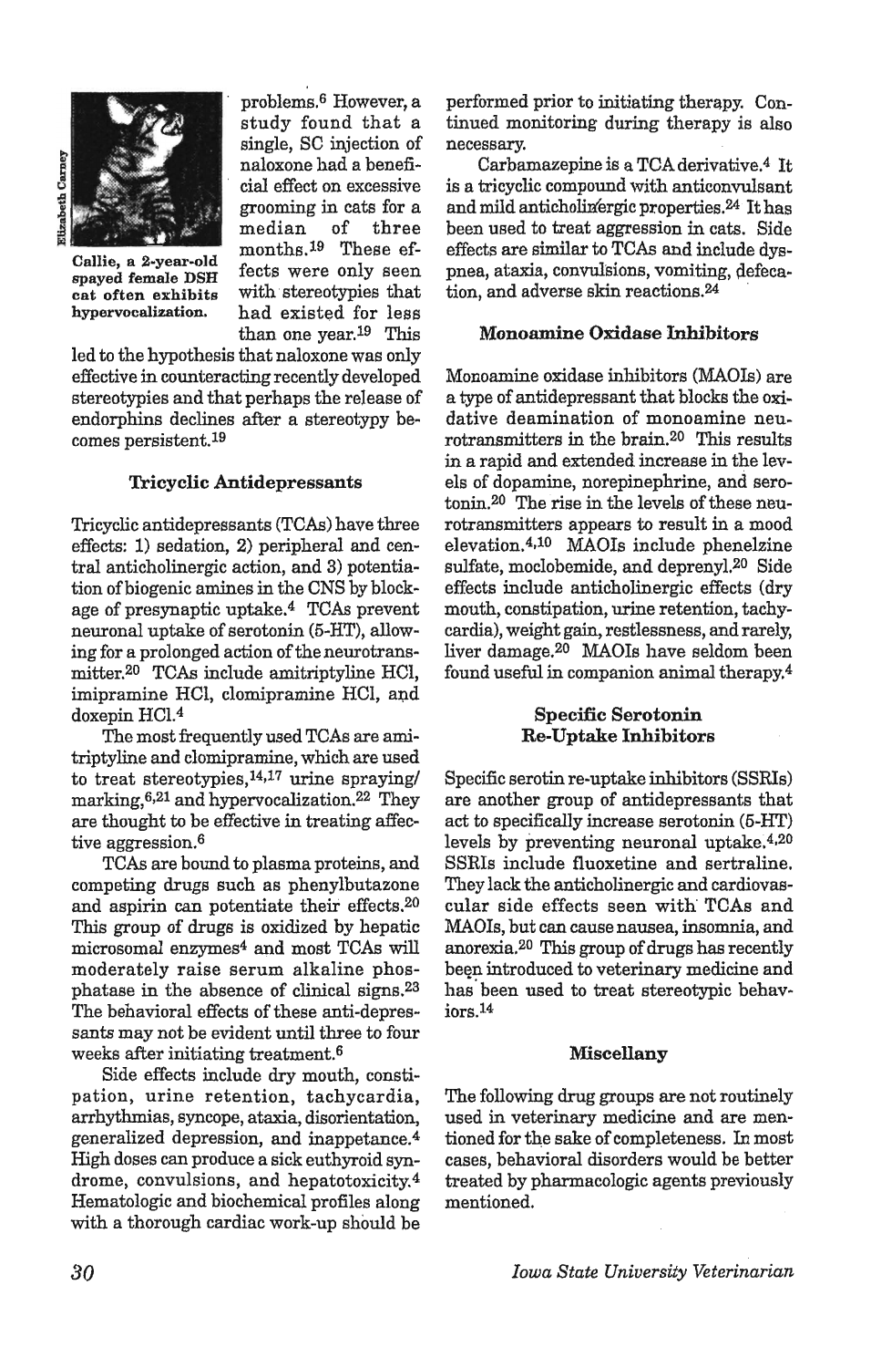problems.[6] However, a study found that a single, SC injection of naloxone had a beneficial effect on excessive grooming in cats for a median of three months.[19] These effects were only seen with stereotypies that had existed for less than one year.[19] This led to the hypothesis that naloxone was only effective in counteracting recently developed stereotypies and that perhaps the release of endorphins declines after a stereotypy becomes persistent.[19]

Callie, a 2-year-old spayed female DSH cat often exhibits hypervocalization.

### Tricyclic Antidepressants

Tricyclic antidepressants (TCAs) have three effects: 1) sedation, 2) peripheral and central anticholinergic action, and 3) potentiation of biogenic amines in the CNS by blockage of presynaptic uptake.[4] TCAs prevent neuronal uptake of serotonin (5-HT), allowing for a prolonged action of the neurotransmitter.[20] TCAs include amitriptyline HCl, imipramine HCl, clomipramine HCl, and doxepin HCl.[4]

The most frequently used TCAs are amitriptyline and clomipramine, which are used to treat stereotypies,[14,17] urine spraying/marking,[6,21] and hypervocalization.[22] They are thought to be effective in treating affective aggression.[6]

TCAs are bound to plasma proteins, and competing drugs such as phenylbutazone and aspirin can potentiate their effects.[20] This group of drugs is oxidized by hepatic microsomal enzymes[4] and most TCAs will moderately raise serum alkaline phosphatase in the absence of clinical signs.[23] The behavioral effects of these anti-depressants may not be evident until three to four weeks after initiating treatment.[6]

Side effects include dry mouth, constipation, urine retention, tachycardia, arrhythmias, syncope, ataxia, disorientation, generalized depression, and inappetance.[4] High doses can produce a sick euthyroid syndrome, convulsions, and hepatotoxicity.[4] Hematologic and biochemical profiles along with a thorough cardiac work-up should be performed prior to initiating therapy. Continued monitoring during therapy is also necessary.

Carbamazepine is a TCA derivative.[4] It is a tricyclic compound with anticonvulsant and mild anticholinergic properties.[24] It has been used to treat aggression in cats. Side effects are similar to TCAs and include dyspnea, ataxia, convulsions, vomiting, defecation, and adverse skin reactions.[24]

### Monoamine Oxidase Inhibitors

Monoamine oxidase inhibitors (MAOIs) are a type of antidepressant that blocks the oxidative deamination of monoamine neurotransmitters in the brain.[20] This results in a rapid and extended increase in the levels of dopamine, norepinephrine, and serotonin.[20] The rise in the levels of these neurotransmitters appears to result in a mood elevation.[4,10] MAOIs include phenelzine sulfate, moclobemide, and deprenyl.[20] Side effects include anticholinergic effects (dry mouth, constipation, urine retention, tachycardia), weight gain, restlessness, and rarely, liver damage.[20] MAOIs have seldom been found useful in companion animal therapy.[4]

### Specific Serotonin Re-Uptake Inhibitors

Specific serotin re-uptake inhibitors (SSRIs) are another group of antidepressants that act to specifically increase serotonin (5-HT) levels by preventing neuronal uptake.[4,20] SSRIs include fluoxetine and sertraline. They lack the anticholinergic and cardiovascular side effects seen with TCAs and MAOIs, but can cause nausea, insomnia, and anorexia.[20] This group of drugs has recently been introduced to veterinary medicine and has been used to treat stereotypic behaviors.[14]

### Miscellany

The following drug groups are not routinely used in veterinary medicine and are mentioned for the sake of completeness. In most cases, behavioral disorders would be better treated by pharmacologic agents previously mentioned.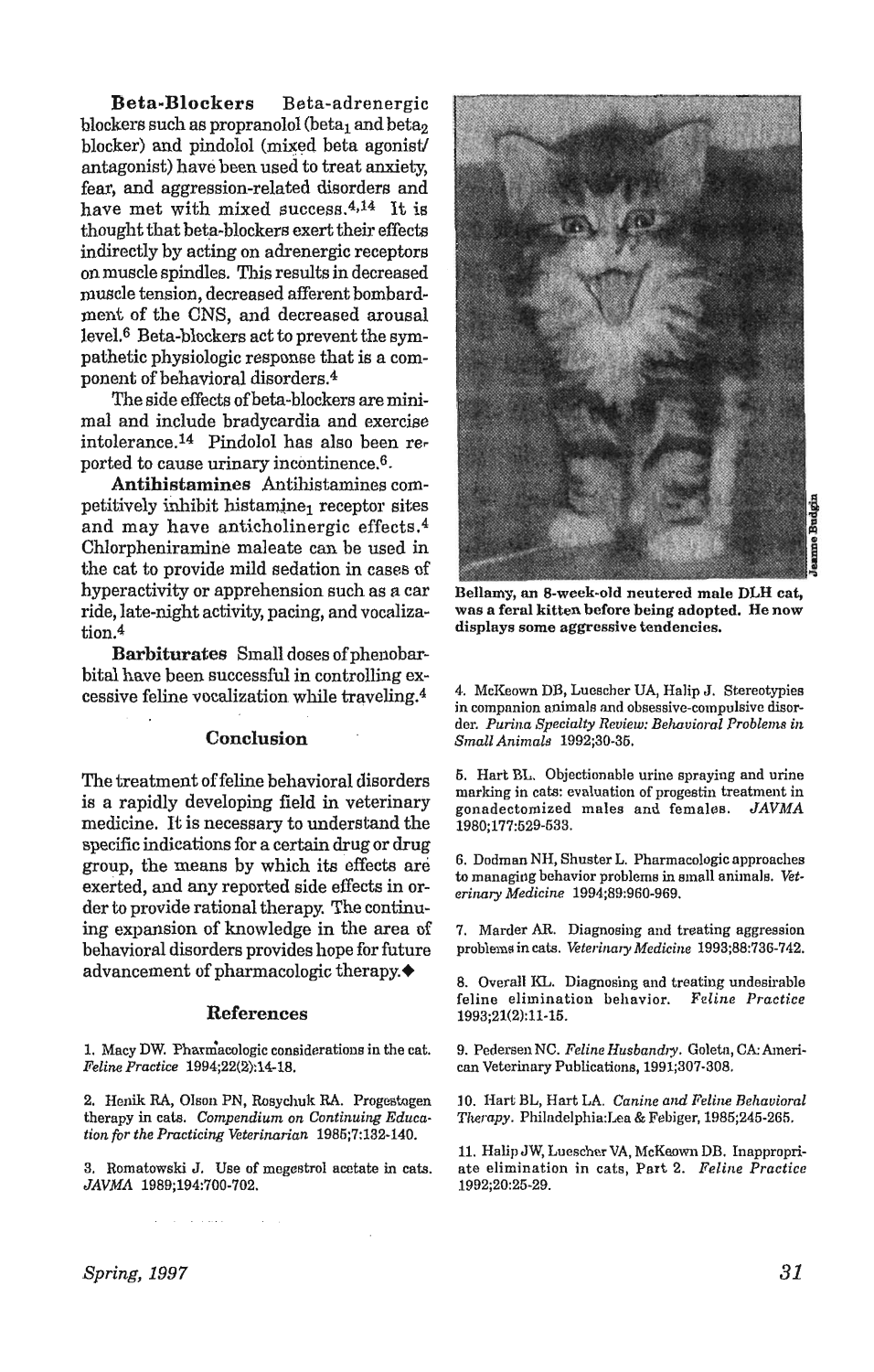**Beta-Blockers** Beta-adrenergic blockers such as propranolol ($beta_1$ and $beta_2$ blocker) and pindolol (mixed beta agonist/antagonist) have been used to treat anxiety, fear, and aggression-related disorders and have met with mixed success.[4,14] It is thought that beta-blockers exert their effects indirectly by acting on adrenergic receptors on muscle spindles. This results in decreased muscle tension, decreased afferent bombardment of the CNS, and decreased arousal level.[6] Beta-blockers act to prevent the sympathetic physiologic response that is a component of behavioral disorders.[4]

The side effects of beta-blockers are minimal and include bradycardia and exercise intolerance.[14] Pindolol has also been reported to cause urinary incontinence.[6]

**Antihistamines** Antihistamines competitively inhibit $histamine_1$ receptor sites and may have anticholinergic effects.[4] Chlorpheniramine maleate can be used in the cat to provide mild sedation in cases of hyperactivity or apprehension such as a car ride, late-night activity, pacing, and vocalization.[4]

**Barbiturates** Small doses of phenobarbital have been successful in controlling excessive feline vocalization while traveling.[4]

## Conclusion

The treatment of feline behavioral disorders is a rapidly developing field in veterinary medicine. It is necessary to understand the specific indications for a certain drug or drug group, the means by which its effects are exerted, and any reported side effects in order to provide rational therapy. The continuing expansion of knowledge in the area of behavioral disorders provides hope for future advancement of pharmacologic therapy.◆

## References

1. Macy DW. Pharmacologic considerations in the cat. *Feline Practice* 1994;22(2):14-18.

2. Henik RA, Olson PN, Rosychuk RA. Progestogen therapy in cats. *Compendium on Continuing Education for the Practicing Veterinarian* 1985;7:132-140.

3. Romatowski J. Use of megestrol acetate in cats. *JAVMA* 1989;194:700-702.

4. McKeown DB, Luescher UA, Halip J. Stereotypies in companion animals and obsessive-compulsive disorder. *Purina Specialty Review: Behavioral Problems in Small Animals* 1992;30-35.

5. Hart BL. Objectionable urine spraying and urine marking in cats: evaluation of progestin treatment in gonadectomized males and females. *JAVMA* 1980;177:529-533.

6. Dodman NH, Shuster L. Pharmacologic approaches to managing behavior problems in small animals. *Veterinary Medicine* 1994;89:960-969.

7. Marder AR. Diagnosing and treating aggression problems in cats. *Veterinary Medicine* 1993;88:736-742.

8. Overall KL. Diagnosing and treating undesirable feline elimination behavior. *Feline Practice* 1993;21(2):11-15.

9. Pedersen NC. *Feline Husbandry*. Goleta, CA: American Veterinary Publications, 1991;307-308.

10. Hart BL, Hart LA. *Canine and Feline Behavioral Therapy*. Philadelphia:Lea & Febiger, 1985;245-265.

11. Halip JW, Luescher VA, McKeown DB. Inappropriate elimination in cats, Part 2. *Feline Practice* 1992;20:25-29.

Jeanne Budgin

**Bellamy, an 8-week-old neutered male DLH cat, was a feral kitten before being adopted. He now displays some aggressive tendencies.**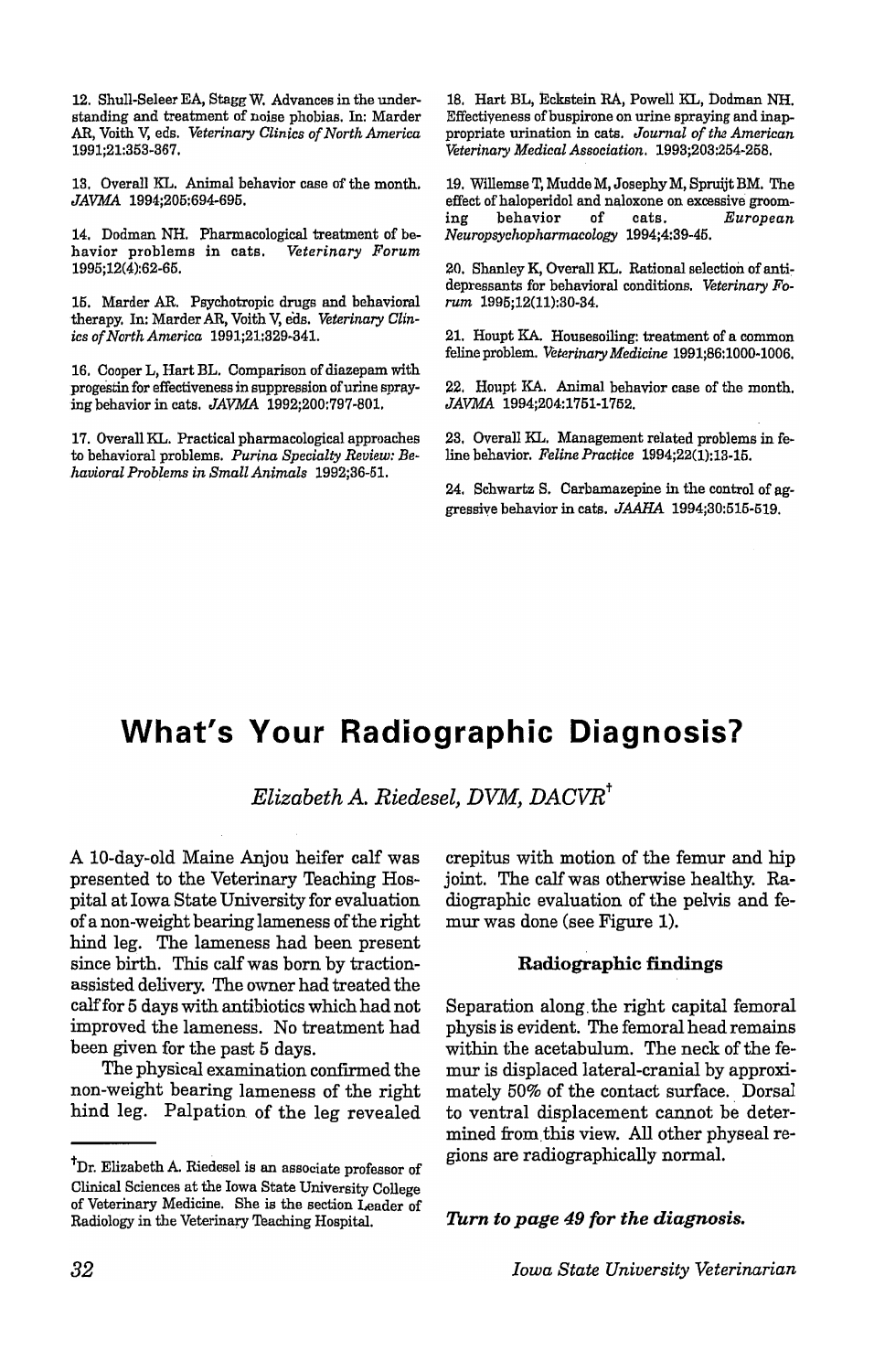12. Shull-Seleer EA, Stagg W. Advances in the understanding and treatment of noise phobias. In: Marder AR, Voith V, eds. *Veterinary Clinics of North America* 1991;21:353-367.

13. Overall KL. Animal behavior case of the month. *JAVMA* 1994;205:694-695.

14. Dodman NH. Pharmacological treatment of behavior problems in cats. *Veterinary Forum* 1995;12(4):62-65.

15. Marder AR. Psychotropic drugs and behavioral therapy. In: Marder AR, Voith V, eds. *Veterinary Clinics of North America* 1991;21:329-341.

16. Cooper L, Hart BL. Comparison of diazepam with progestin for effectiveness in suppression of urine spraying behavior in cats. *JAVMA* 1992;200:797-801.

17. Overall KL. Practical pharmacological approaches to behavioral problems. *Purina Specialty Review: Behavioral Problems in Small Animals* 1992;36-51.

18. Hart BL, Eckstein RA, Powell KL, Dodman NH. Effectiveness of buspirone on urine spraying and inappropriate urination in cats. *Journal of the American Veterinary Medical Association.* 1993;203:254-258.

19. Willemse T, Mudde M, Josephy M, Spruijt BM. The effect of haloperidol and naloxone on excessive grooming behavior of cats. *European Neuropsychopharmacology* 1994;4:39-45.

20. Shanley K, Overall KL. Rational selection of antidepressants for behavioral conditions. *Veterinary Forum* 1995;12(11):30-34.

21. Houpt KA. Housesoiling: treatment of a common feline problem. *Veterinary Medicine* 1991;86:1000-1006.

22. Houpt KA. Animal behavior case of the month. *JAVMA* 1994;204:1751-1752.

23. Overall KL. Management related problems in feline behavior. *Feline Practice* 1994;22(1):13-15.

24. Schwartz S. Carbamazepine in the control of aggressive behavior in cats. *JAAHA* 1994;30:515-519.

# What's Your Radiographic Diagnosis?

*Elizabeth A. Riedesel, DVM, DACVR*[†]

A 10-day-old Maine Anjou heifer calf was presented to the Veterinary Teaching Hospital at Iowa State University for evaluation of a non-weight bearing lameness of the right hind leg. The lameness had been present since birth. This calf was born by traction-assisted delivery. The owner had treated the calf for 5 days with antibiotics which had not improved the lameness. No treatment had been given for the past 5 days.

The physical examination confirmed the non-weight bearing lameness of the right hind leg. Palpation of the leg revealed crepitus with motion of the femur and hip joint. The calf was otherwise healthy. Radiographic evaluation of the pelvis and femur was done (see Figure 1).

### Radiographic findings

Separation along the right capital femoral physis is evident. The femoral head remains within the acetabulum. The neck of the femur is displaced lateral-cranial by approximately 50% of the contact surface. Dorsal to ventral displacement cannot be determined from this view. All other physeal regions are radiographically normal.

***Turn to page 49 for the diagnosis.***

[†]Dr. Elizabeth A. Riedesel is an associate professor of Clinical Sciences at the Iowa State University College of Veterinary Medicine. She is the section Leader of Radiology in the Veterinary Teaching Hospital.